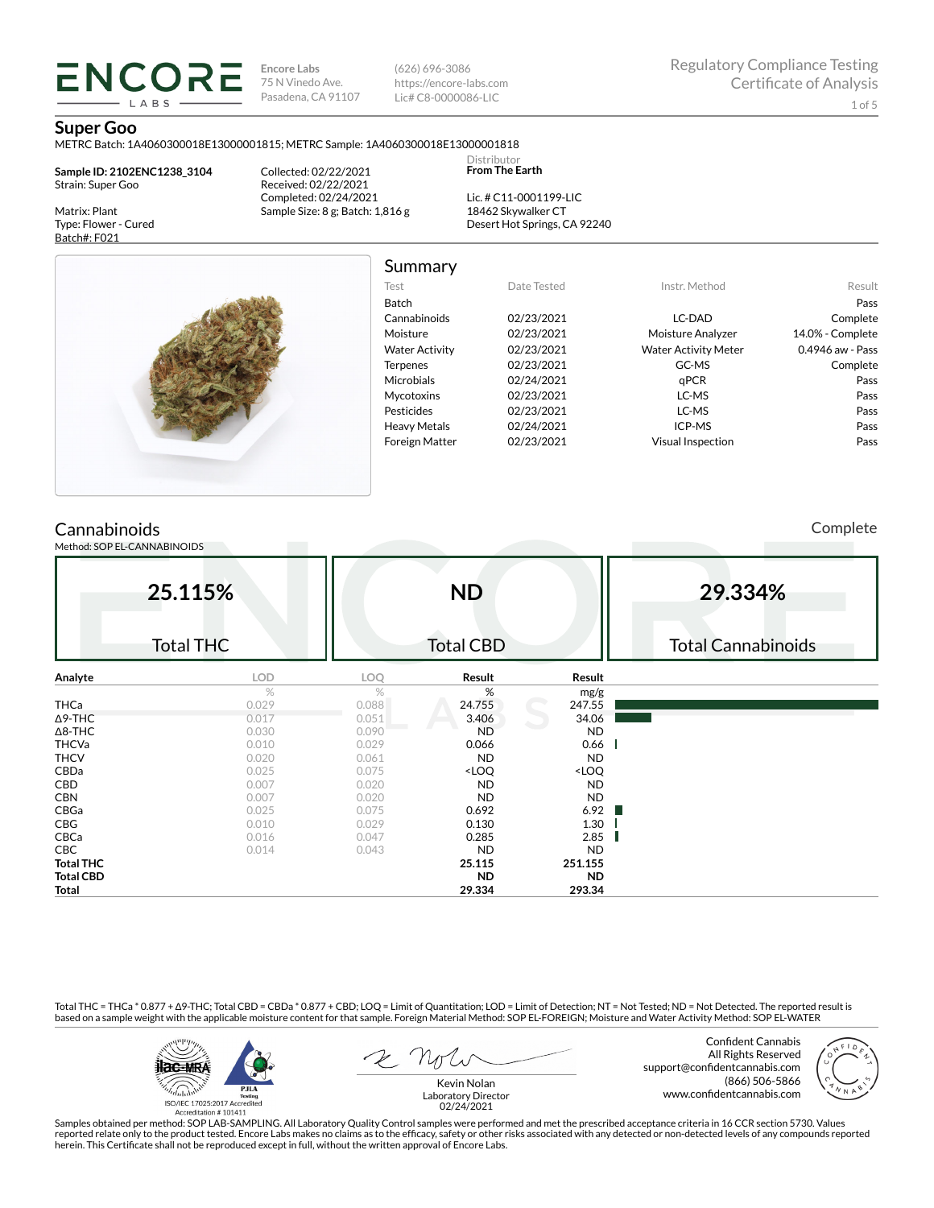**Encore Labs**
75 N Vinedo Ave.
Pasadena, CA 91107

(626) 696-3086
https://encore-labs.com
Lic# C8-0000086-LIC

Regulatory Compliance Testing
Certificate of Analysis

# Super Goo

METRC Batch: 1A4060300018E13000001815; METRC Sample: 1A4060300018E13000001818

**Sample ID: 2102ENC1238_3104**
Strain: Super Goo

Matrix: Plant
Type: Flower - Cured
Batch#: F021

Collected: 02/22/2021
Received: 02/22/2021
Completed: 02/24/2021
Sample Size: 8 g; Batch: 1,816 g

Distributor
**From The Earth**

Lic. # C11-0001199-LIC
18462 Skywalker CT
Desert Hot Springs, CA 92240

## Summary

| Test | Date Tested | Instr. Method | Result |
|---|---|---|---|
| Batch | | | Pass |
| Cannabinoids | 02/23/2021 | LC-DAD | Complete |
| Moisture | 02/23/2021 | Moisture Analyzer | 14.0% - Complete |
| Water Activity | 02/23/2021 | Water Activity Meter | 0.4946 aw - Pass |
| Terpenes | 02/23/2021 | GC-MS | Complete |
| Microbials | 02/24/2021 | qPCR | Pass |
| Mycotoxins | 02/23/2021 | LC-MS | Pass |
| Pesticides | 02/23/2021 | LC-MS | Pass |
| Heavy Metals | 02/24/2021 | ICP-MS | Pass |
| Foreign Matter | 02/23/2021 | Visual Inspection | Pass |

## Cannabinoids

Complete

Method: SOP EL-CANNABINOIDS

| Total THC | Total CBD | Total Cannabinoids |
|---|---|---|
| **25.115%** | **ND** | **29.334%** |

| Analyte | LOD | LOQ | Result | Result |
|---|---|---|---|---|
| | % | % | % | mg/g |
| THCa | 0.029 | 0.088 | 24.755 | 247.55 |
| Δ9-THC | 0.017 | 0.051 | 3.406 | 34.06 |
| Δ8-THC | 0.030 | 0.090 | ND | ND |
| THCVa | 0.010 | 0.029 | 0.066 | 0.66 |
| THCV | 0.020 | 0.061 | ND | ND |
| CBDa | 0.025 | 0.075 | <LOQ | <LOQ |
| CBD | 0.007 | 0.020 | ND | ND |
| CBN | 0.007 | 0.020 | ND | ND |
| CBGa | 0.025 | 0.075 | 0.692 | 6.92 |
| CBG | 0.010 | 0.029 | 0.130 | 1.30 |
| CBCa | 0.016 | 0.047 | 0.285 | 2.85 |
| CBC | 0.014 | 0.043 | ND | ND |
| **Total THC** | | | **25.115** | **251.155** |
| **Total CBD** | | | **ND** | **ND** |
| **Total** | | | **29.334** | **293.34** |

Total THC = THCa * 0.877 + Δ9-THC; Total CBD = CBDa * 0.877 + CBD; LOQ = Limit of Quantitation; LOD = Limit of Detection; NT = Not Tested; ND = Not Detected. The reported result is based on a sample weight with the applicable moisture content for that sample. Foreign Material Method: SOP EL-FOREIGN; Moisture and Water Activity Method: SOP EL-WATER

ISO/IEC 17025:2017 Accredited
Accreditation # 101411

Kevin Nolan
Laboratory Director
02/24/2021

Confident Cannabis
All Rights Reserved
support@confidentcannabis.com
(866) 506-5866
www.confidentcannabis.com

Samples obtained per method: SOP LAB-SAMPLING. All Laboratory Quality Control samples were performed and met the prescribed acceptance criteria in 16 CCR section 5730. Values reported relate only to the product tested. Encore Labs makes no claims as to the efficacy, safety or other risks associated with any detected or non-detected levels of any compounds reported herein. This Certificate shall not be reproduced except in full, without the written approval of Encore Labs.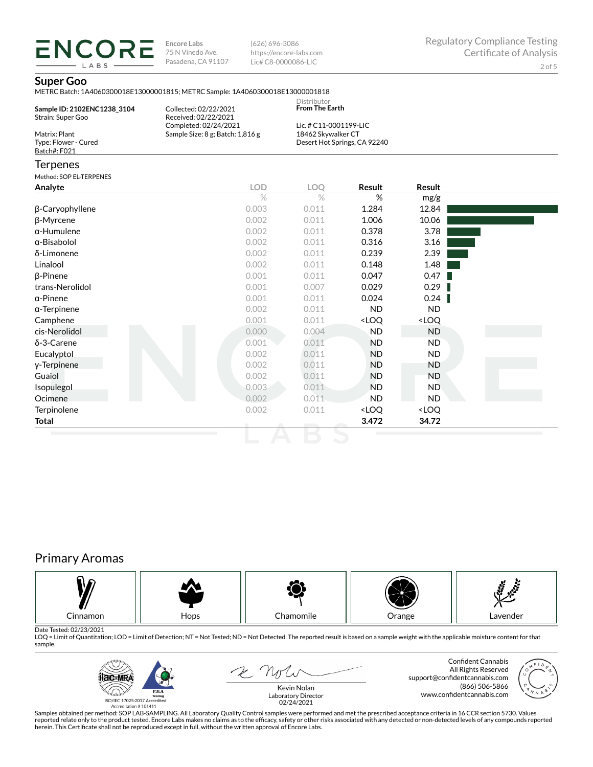**ENCORE LABS**

Encore Labs
75 N Vinedo Ave.
Pasadena, CA 91107

(626) 696-3086
https://encore-labs.com
Lic# C8-0000086-LIC

Regulatory Compliance Testing
Certificate of Analysis

## Super Goo

METRC Batch: 1A4060300018E13000001815; METRC Sample: 1A4060300018E13000001818

**Sample ID: 2102ENC1238_3104**
Strain: Super Goo

Matrix: Plant
Type: Flower - Cured
Batch#: F021

Collected: 02/22/2021
Received: 02/22/2021
Completed: 02/24/2021
Sample Size: 8 g; Batch: 1,816 g

Distributor
**From The Earth**

Lic. # C11-0001199-LIC
18462 Skywalker CT
Desert Hot Springs, CA 92240

## Terpenes

Method: SOP EL-TERPENES

| Analyte | LOD | LOQ | Result | Result |
|---|---|---|---|---|
| | % | % | % | mg/g |
| β-Caryophyllene | 0.003 | 0.011 | 1.284 | 12.84 |
| β-Myrcene | 0.002 | 0.011 | 1.006 | 10.06 |
| α-Humulene | 0.002 | 0.011 | 0.378 | 3.78 |
| α-Bisabolol | 0.002 | 0.011 | 0.316 | 3.16 |
| δ-Limonene | 0.002 | 0.011 | 0.239 | 2.39 |
| Linalool | 0.002 | 0.011 | 0.148 | 1.48 |
| β-Pinene | 0.001 | 0.011 | 0.047 | 0.47 |
| trans-Nerolidol | 0.001 | 0.007 | 0.029 | 0.29 |
| α-Pinene | 0.001 | 0.011 | 0.024 | 0.24 |
| α-Terpinene | 0.002 | 0.011 | ND | ND |
| Camphene | 0.001 | 0.011 | <LOQ | <LOQ |
| cis-Nerolidol | 0.000 | 0.004 | ND | ND |
| δ-3-Carene | 0.001 | 0.011 | ND | ND |
| Eucalyptol | 0.002 | 0.011 | ND | ND |
| γ-Terpinene | 0.002 | 0.011 | ND | ND |
| Guaiol | 0.002 | 0.011 | ND | ND |
| Isopulegol | 0.003 | 0.011 | ND | ND |
| Ocimene | 0.002 | 0.011 | ND | ND |
| Terpinolene | 0.002 | 0.011 | <LOQ | <LOQ |
| **Total** | | | **3.472** | **34.72** |

## Primary Aromas

Cinnamon | Hops | Chamomile | Orange | Lavender

Date Tested: 02/23/2021
LOQ = Limit of Quantitation; LOD = Limit of Detection; NT = Not Tested; ND = Not Detected. The reported result is based on a sample weight with the applicable moisture content for that sample.

ISO/IEC 17025:2017 Accredited
Accreditation # 101411

Kevin Nolan
Laboratory Director
02/24/2021

Confident Cannabis
All Rights Reserved
support@confidentcannabis.com
(866) 506-5866
www.confidentcannabis.com

Samples obtained per method: SOP LAB-SAMPLING. All Laboratory Quality Control samples were performed and met the prescribed acceptance criteria in 16 CCR section 5730. Values reported relate only to the product tested. Encore Labs makes no claims as to the efficacy, safety or other risks associated with any detected or non-detected levels of any compounds reported herein. This Certificate shall not be reproduced except in full, without the written approval of Encore Labs.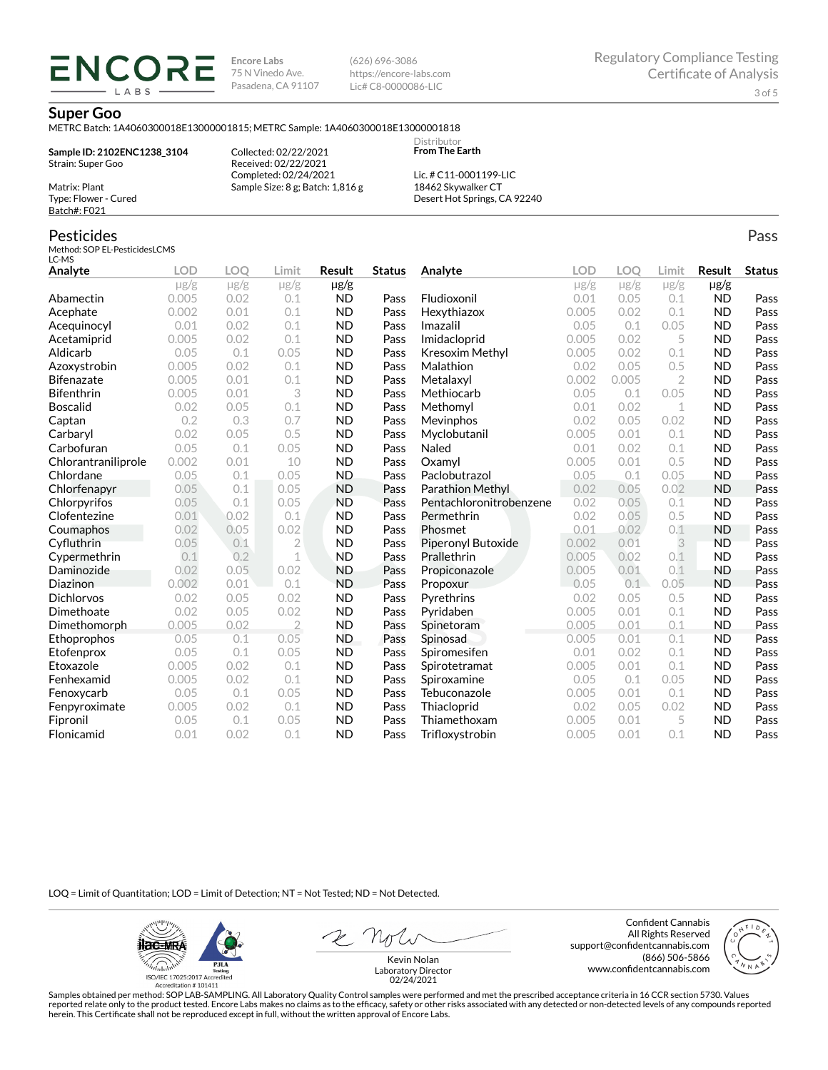**ENCORE LABS**

Encore Labs
75 N Vinedo Ave.
Pasadena, CA 91107

(626) 696-3086
https://encore-labs.com
Lic# C8-0000086-LIC

Regulatory Compliance Testing
Certificate of Analysis

## Super Goo

METRC Batch: 1A4060300018E13000001815; METRC Sample: 1A4060300018E13000001818

**Sample ID: 2102ENC1238_3104**
Strain: Super Goo

Matrix: Plant
Type: Flower - Cured
Batch#: F021

Collected: 02/22/2021
Received: 02/22/2021
Completed: 02/24/2021
Sample Size: 8 g; Batch: 1,816 g

Distributor
**From The Earth**

Lic. # C11-0001199-LIC
18462 Skywalker CT
Desert Hot Springs, CA 92240

## Pesticides

Pass

Method: SOP EL-PesticidesLCMS
LC-MS

| Analyte | LOD | LOQ | Limit | Result | Status | Analyte | LOD | LOQ | Limit | Result | Status |
|---|---|---|---|---|---|---|---|---|---|---|---|
| | µg/g | µg/g | µg/g | µg/g | | | µg/g | µg/g | µg/g | µg/g | |
| Abamectin | 0.005 | 0.02 | 0.1 | ND | Pass | Fludioxonil | 0.01 | 0.05 | 0.1 | ND | Pass |
| Acephate | 0.002 | 0.01 | 0.1 | ND | Pass | Hexythiazox | 0.005 | 0.02 | 0.1 | ND | Pass |
| Acequinocyl | 0.01 | 0.02 | 0.1 | ND | Pass | Imazalil | 0.05 | 0.1 | 0.05 | ND | Pass |
| Acetamiprid | 0.005 | 0.02 | 0.1 | ND | Pass | Imidacloprid | 0.005 | 0.02 | 5 | ND | Pass |
| Aldicarb | 0.05 | 0.1 | 0.05 | ND | Pass | Kresoxim Methyl | 0.005 | 0.02 | 0.1 | ND | Pass |
| Azoxystrobin | 0.005 | 0.02 | 0.1 | ND | Pass | Malathion | 0.02 | 0.05 | 0.5 | ND | Pass |
| Bifenazate | 0.005 | 0.01 | 0.1 | ND | Pass | Metalaxyl | 0.002 | 0.005 | 2 | ND | Pass |
| Bifenthrin | 0.005 | 0.01 | 3 | ND | Pass | Methiocarb | 0.05 | 0.1 | 0.05 | ND | Pass |
| Boscalid | 0.02 | 0.05 | 0.1 | ND | Pass | Methomyl | 0.01 | 0.02 | 1 | ND | Pass |
| Captan | 0.2 | 0.3 | 0.7 | ND | Pass | Mevinphos | 0.02 | 0.05 | 0.02 | ND | Pass |
| Carbaryl | 0.02 | 0.05 | 0.5 | ND | Pass | Myclobutanil | 0.005 | 0.01 | 0.1 | ND | Pass |
| Carbofuran | 0.05 | 0.1 | 0.05 | ND | Pass | Naled | 0.01 | 0.02 | 0.1 | ND | Pass |
| Chlorantraniliprole | 0.002 | 0.01 | 10 | ND | Pass | Oxamyl | 0.005 | 0.01 | 0.5 | ND | Pass |
| Chlordane | 0.05 | 0.1 | 0.05 | ND | Pass | Paclobutrazol | 0.05 | 0.1 | 0.05 | ND | Pass |
| Chlorfenapyr | 0.05 | 0.1 | 0.05 | ND | Pass | Parathion Methyl | 0.02 | 0.05 | 0.02 | ND | Pass |
| Chlorpyrifos | 0.05 | 0.1 | 0.05 | ND | Pass | Pentachloronitrobenzene | 0.02 | 0.05 | 0.1 | ND | Pass |
| Clofentezine | 0.01 | 0.02 | 0.1 | ND | Pass | Permethrin | 0.02 | 0.05 | 0.5 | ND | Pass |
| Coumaphos | 0.02 | 0.05 | 0.02 | ND | Pass | Phosmet | 0.01 | 0.02 | 0.1 | ND | Pass |
| Cyfluthrin | 0.05 | 0.1 | 2 | ND | Pass | Piperonyl Butoxide | 0.002 | 0.01 | 3 | ND | Pass |
| Cypermethrin | 0.1 | 0.2 | 1 | ND | Pass | Prallethrin | 0.005 | 0.02 | 0.1 | ND | Pass |
| Daminozide | 0.02 | 0.05 | 0.02 | ND | Pass | Propiconazole | 0.005 | 0.01 | 0.1 | ND | Pass |
| Diazinon | 0.002 | 0.01 | 0.1 | ND | Pass | Propoxur | 0.05 | 0.1 | 0.05 | ND | Pass |
| Dichlorvos | 0.02 | 0.05 | 0.02 | ND | Pass | Pyrethrins | 0.02 | 0.05 | 0.5 | ND | Pass |
| Dimethoate | 0.02 | 0.05 | 0.02 | ND | Pass | Pyridaben | 0.005 | 0.01 | 0.1 | ND | Pass |
| Dimethomorph | 0.005 | 0.02 | 2 | ND | Pass | Spinetoram | 0.005 | 0.01 | 0.1 | ND | Pass |
| Ethoprophos | 0.05 | 0.1 | 0.05 | ND | Pass | Spinosad | 0.005 | 0.01 | 0.1 | ND | Pass |
| Etofenprox | 0.05 | 0.1 | 0.05 | ND | Pass | Spiromesifen | 0.01 | 0.02 | 0.1 | ND | Pass |
| Etoxazole | 0.005 | 0.02 | 0.1 | ND | Pass | Spirotetramat | 0.005 | 0.01 | 0.1 | ND | Pass |
| Fenhexamid | 0.005 | 0.02 | 0.1 | ND | Pass | Spiroxamine | 0.05 | 0.1 | 0.05 | ND | Pass |
| Fenoxycarb | 0.05 | 0.1 | 0.05 | ND | Pass | Tebuconazole | 0.005 | 0.01 | 0.1 | ND | Pass |
| Fenpyroximate | 0.005 | 0.02 | 0.1 | ND | Pass | Thiacloprid | 0.02 | 0.05 | 0.02 | ND | Pass |
| Fipronil | 0.05 | 0.1 | 0.05 | ND | Pass | Thiamethoxam | 0.005 | 0.01 | 5 | ND | Pass |
| Flonicamid | 0.01 | 0.02 | 0.1 | ND | Pass | Trifloxystrobin | 0.005 | 0.01 | 0.1 | ND | Pass |

LOQ = Limit of Quantitation; LOD = Limit of Detection; NT = Not Tested; ND = Not Detected.

ISO/IEC 17025:2017 Accredited
Accreditation # 101411

Kevin Nolan
Laboratory Director
02/24/2021

Confident Cannabis
All Rights Reserved
support@confidentcannabis.com
(866) 506-5866
www.confidentcannabis.com

Samples obtained per method: SOP LAB-SAMPLING. All Laboratory Quality Control samples were performed and met the prescribed acceptance criteria in 16 CCR section 5730. Values reported relate only to the product tested. Encore Labs makes no claims as to the efficacy, safety or other risks associated with any detected or non-detected levels of any compounds reported herein. This Certificate shall not be reproduced except in full, without the written approval of Encore Labs.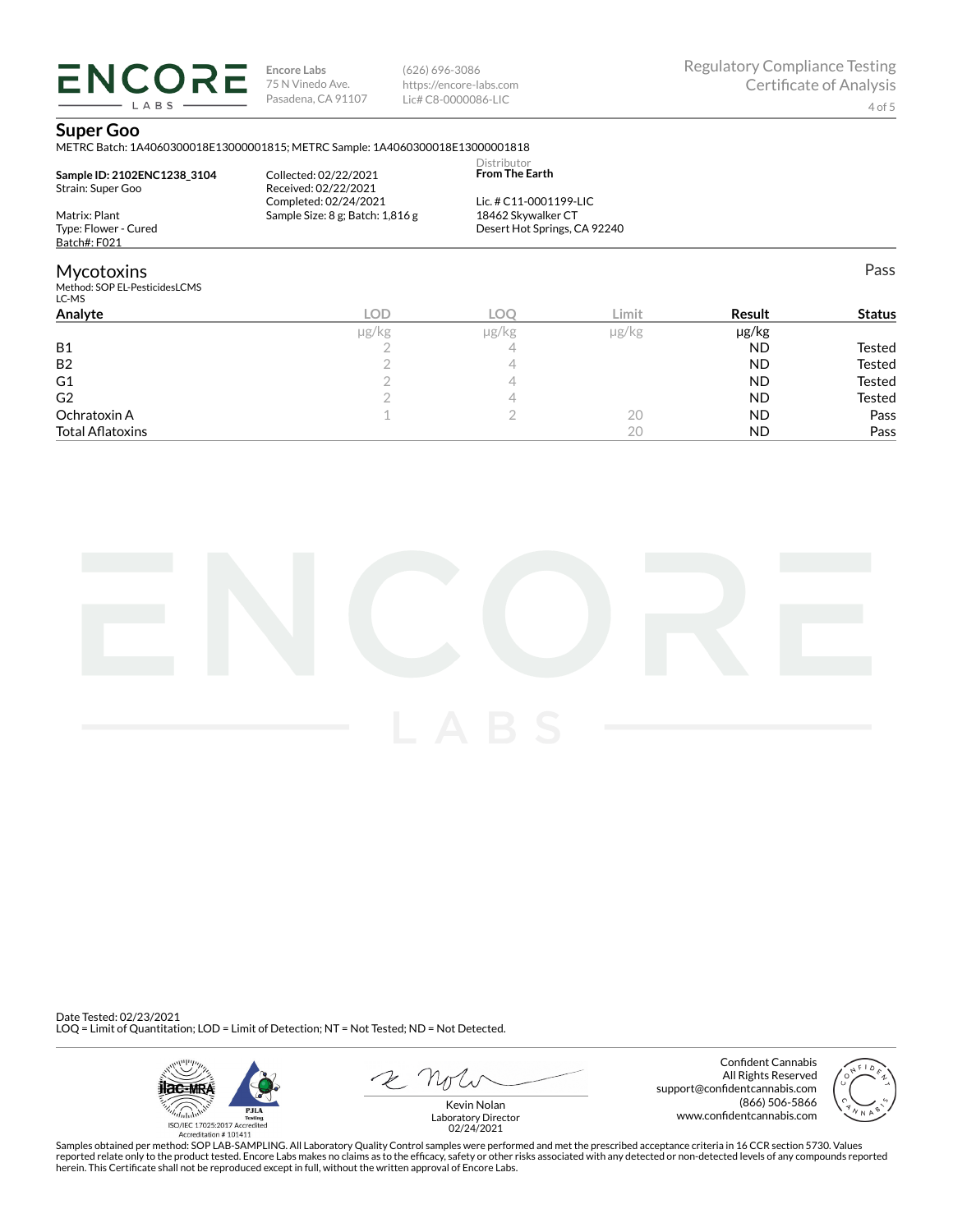**Encore Labs**
75 N Vinedo Ave.
Pasadena, CA 91107

(626) 696-3086
https://encore-labs.com
Lic# C8-0000086-LIC

Regulatory Compliance Testing
Certificate of Analysis

## Super Goo

METRC Batch: 1A4060300018E13000001815; METRC Sample: 1A4060300018E13000001818

**Sample ID: 2102ENC1238_3104**
Strain: Super Goo

Matrix: Plant
Type: Flower - Cured
Batch#: F021

Collected: 02/22/2021
Received: 02/22/2021
Completed: 02/24/2021
Sample Size: 8 g; Batch: 1,816 g

Distributor
**From The Earth**

Lic. # C11-0001199-LIC
18462 Skywalker CT
Desert Hot Springs, CA 92240

## Mycotoxins

Pass

Method: SOP EL-PesticidesLCMS
LC-MS

| Analyte | LOD | LOQ | Limit | Result | Status |
|---|---|---|---|---|---|
| | µg/kg | µg/kg | µg/kg | µg/kg | |
| B1 | 2 | 4 | | ND | Tested |
| B2 | 2 | 4 | | ND | Tested |
| G1 | 2 | 4 | | ND | Tested |
| G2 | 2 | 4 | | ND | Tested |
| Ochratoxin A | 1 | 2 | 20 | ND | Pass |
| Total Aflatoxins | | | 20 | ND | Pass |

Date Tested: 02/23/2021
LOQ = Limit of Quantitation; LOD = Limit of Detection; NT = Not Tested; ND = Not Detected.

ISO/IEC 17025:2017 Accredited
Accreditation # 101411

Kevin Nolan
Laboratory Director
02/24/2021

Confident Cannabis
All Rights Reserved
support@confidentcannabis.com
(866) 506-5866
www.confidentcannabis.com

Samples obtained per method: SOP LAB-SAMPLING. All Laboratory Quality Control samples were performed and met the prescribed acceptance criteria in 16 CCR section 5730. Values reported relate only to the product tested. Encore Labs makes no claims as to the efficacy, safety or other risks associated with any detected or non-detected levels of any compounds reported herein. This Certificate shall not be reproduced except in full, without the written approval of Encore Labs.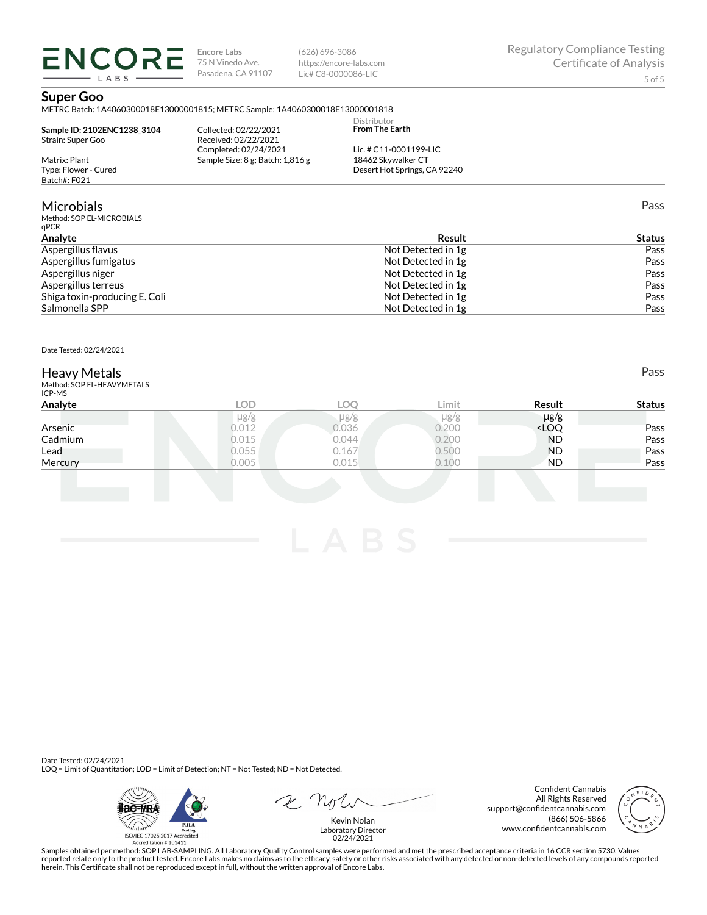**Encore Labs**
75 N Vinedo Ave.
Pasadena, CA 91107

(626) 696-3086
https://encore-labs.com
Lic# C8-0000086-LIC

Regulatory Compliance Testing
Certificate of Analysis

# Super Goo

METRC Batch: 1A4060300018E13000001815; METRC Sample: 1A4060300018E13000001818

**Sample ID: 2102ENC1238_3104**
Strain: Super Goo

Matrix: Plant
Type: Flower - Cured
Batch#: F021

Collected: 02/22/2021
Received: 02/22/2021
Completed: 02/24/2021
Sample Size: 8 g; Batch: 1,816 g

Distributor
**From The Earth**

Lic. # C11-0001199-LIC
18462 Skywalker CT
Desert Hot Springs, CA 92240

## Microbials

Pass

Method: SOP EL-MICROBIALS
qPCR

| Analyte | Result | Status |
|---|---|---|
| Aspergillus flavus | Not Detected in 1g | Pass |
| Aspergillus fumigatus | Not Detected in 1g | Pass |
| Aspergillus niger | Not Detected in 1g | Pass |
| Aspergillus terreus | Not Detected in 1g | Pass |
| Shiga toxin-producing E. Coli | Not Detected in 1g | Pass |
| Salmonella SPP | Not Detected in 1g | Pass |

Date Tested: 02/24/2021

## Heavy Metals

Pass

Method: SOP EL-HEAVYMETALS
ICP-MS

| Analyte | LOD | LOQ | Limit | Result | Status |
|---|---|---|---|---|---|
| | µg/g | µg/g | µg/g | µg/g | |
| Arsenic | 0.012 | 0.036 | 0.200 | <LOQ | Pass |
| Cadmium | 0.015 | 0.044 | 0.200 | ND | Pass |
| Lead | 0.055 | 0.167 | 0.500 | ND | Pass |
| Mercury | 0.005 | 0.015 | 0.100 | ND | Pass |

Date Tested: 02/24/2021
LOQ = Limit of Quantitation; LOD = Limit of Detection; NT = Not Tested; ND = Not Detected.

ISO/IEC 17025:2017 Accredited
Accreditation # 101411

Kevin Nolan
Laboratory Director
02/24/2021

Confident Cannabis
All Rights Reserved
support@confidentcannabis.com
(866) 506-5866
www.confidentcannabis.com

Samples obtained per method: SOP LAB-SAMPLING. All Laboratory Quality Control samples were performed and met the prescribed acceptance criteria in 16 CCR section 5730. Values reported relate only to the product tested. Encore Labs makes no claims as to the efficacy, safety or other risks associated with any detected or non-detected levels of any compounds reported herein. This Certificate shall not be reproduced except in full, without the written approval of Encore Labs.